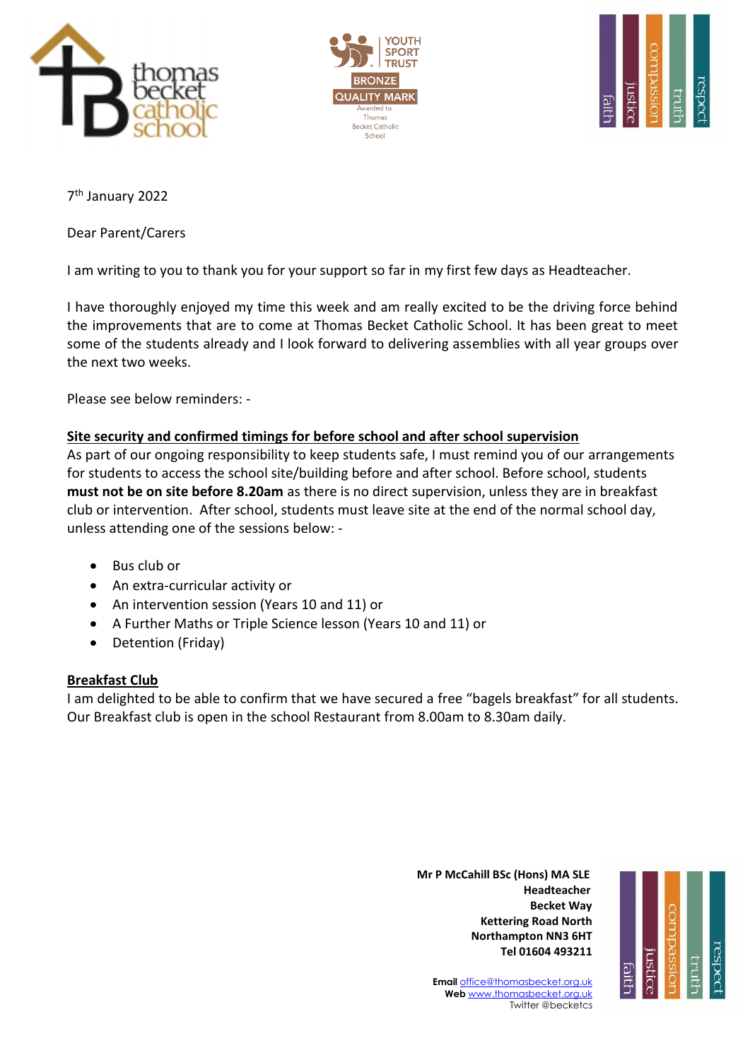7th January 2022

Dear Parent/Carers

I am writing to you to thank you for your support so far in my first few days as Headteacher.

I have thoroughly enjoyed my time this week and am really excited to be the driving force behind the improvements that are to come at Thomas Becket Catholic School. It has been great to meet some of the students already and I look forward to delivering assemblies with all year groups over the next two weeks.

Please see below reminders: -

**Site security and confirmed timings for before school and after school supervision**

As part of our ongoing responsibility to keep students safe, I must remind you of our arrangements for students to access the school site/building before and after school. Before school, students **must not be on site before 8.20am** as there is no direct supervision, unless they are in breakfast club or intervention. After school, students must leave site at the end of the normal school day, unless attending one of the sessions below: -

- Bus club or
- An extra-curricular activity or
- An intervention session (Years 10 and 11) or
- A Further Maths or Triple Science lesson (Years 10 and 11) or
- Detention (Friday)

**Breakfast Club**

I am delighted to be able to confirm that we have secured a free "bagels breakfast" for all students. Our Breakfast club is open in the school Restaurant from 8.00am to 8.30am daily.

**Mr P McCahill BSc (Hons) MA SLE**
**Headteacher**
**Becket Way**
**Kettering Road North**
**Northampton NN3 6HT**
**Tel 01604 493211**

**Email** office@thomasbecket.org.uk
**Web** www.thomasbecket.org.uk
Twitter @becketcs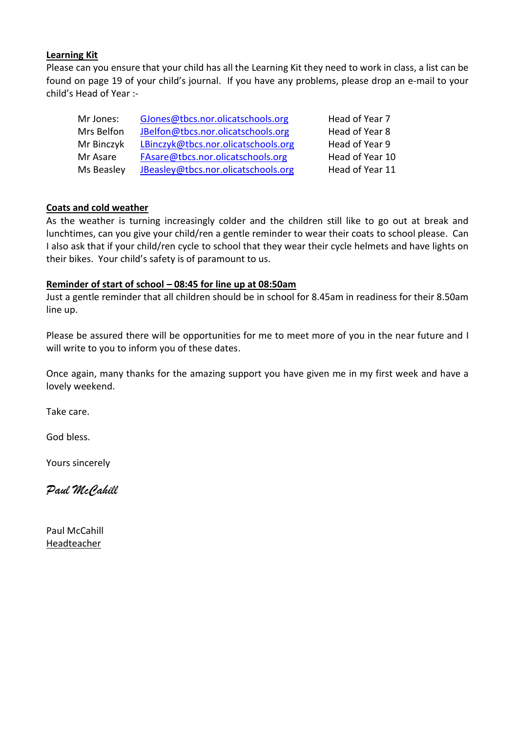**Learning Kit**

Please can you ensure that your child has all the Learning Kit they need to work in class, a list can be found on page 19 of your child's journal. If you have any problems, please drop an e-mail to your child's Head of Year :-

| | | |
|---|---|---|
| Mr Jones: | GJones@tbcs.nor.olicatschools.org | Head of Year 7 |
| Mrs Belfon | JBelfon@tbcs.nor.olicatschools.org | Head of Year 8 |
| Mr Binczyk | LBinczyk@tbcs.nor.olicatschools.org | Head of Year 9 |
| Mr Asare | FAsare@tbcs.nor.olicatschools.org | Head of Year 10 |
| Ms Beasley | JBeasley@tbcs.nor.olicatschools.org | Head of Year 11 |

**Coats and cold weather**

As the weather is turning increasingly colder and the children still like to go out at break and lunchtimes, can you give your child/ren a gentle reminder to wear their coats to school please. Can I also ask that if your child/ren cycle to school that they wear their cycle helmets and have lights on their bikes. Your child's safety is of paramount to us.

**Reminder of start of school – 08:45 for line up at 08:50am**

Just a gentle reminder that all children should be in school for 8.45am in readiness for their 8.50am line up.

Please be assured there will be opportunities for me to meet more of you in the near future and I will write to you to inform you of these dates.

Once again, many thanks for the amazing support you have given me in my first week and have a lovely weekend.

Take care.

God bless.

Yours sincerely

*Paul McCahill*

Paul McCahill
Headteacher